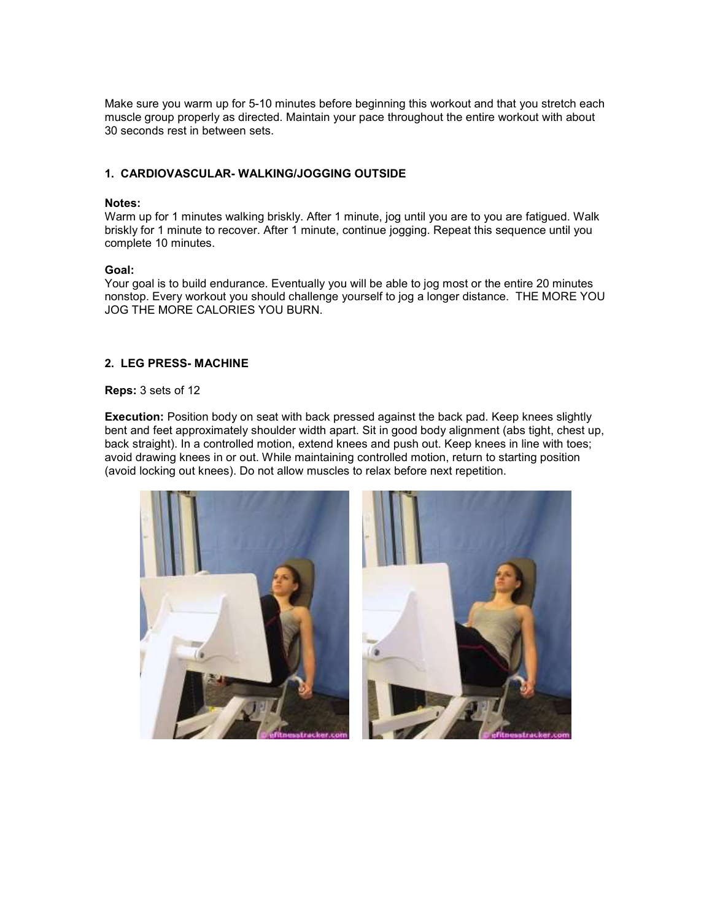Make sure you warm up for 5-10 minutes before beginning this workout and that you stretch each muscle group properly as directed. Maintain your pace throughout the entire workout with about 30 seconds rest in between sets.

### 1. CARDIOVASCULAR- WALKING/JOGGING OUTSIDE

**Notes:**
Warm up for 1 minutes walking briskly. After 1 minute, jog until you are to you are fatigued. Walk briskly for 1 minute to recover. After 1 minute, continue jogging. Repeat this sequence until you complete 10 minutes.

**Goal:**
Your goal is to build endurance. Eventually you will be able to jog most or the entire 20 minutes nonstop. Every workout you should challenge yourself to jog a longer distance. THE MORE YOU JOG THE MORE CALORIES YOU BURN.

### 2. LEG PRESS- MACHINE

**Reps:** 3 sets of 12

**Execution:** Position body on seat with back pressed against the back pad. Keep knees slightly bent and feet approximately shoulder width apart. Sit in good body alignment (abs tight, chest up, back straight). In a controlled motion, extend knees and push out. Keep knees in line with toes; avoid drawing knees in or out. While maintaining controlled motion, return to starting position (avoid locking out knees). Do not allow muscles to relax before next repetition.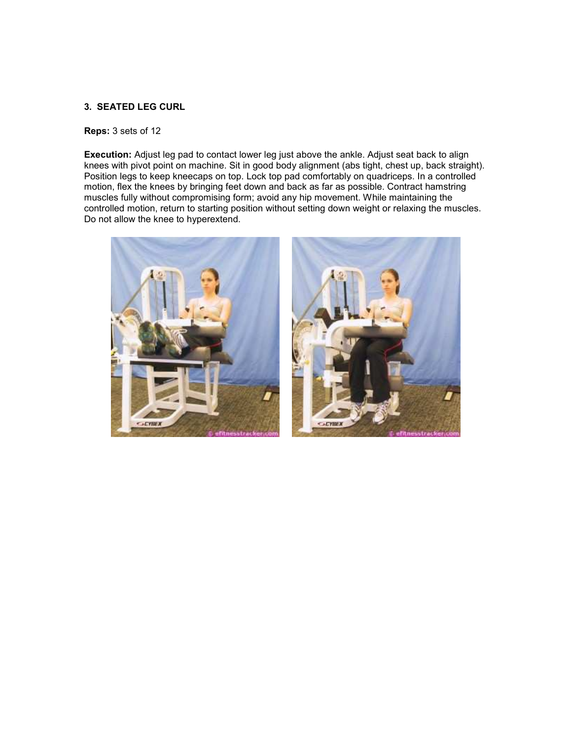### 3. SEATED LEG CURL

**Reps:** 3 sets of 12

**Execution:** Adjust leg pad to contact lower leg just above the ankle. Adjust seat back to align knees with pivot point on machine. Sit in good body alignment (abs tight, chest up, back straight). Position legs to keep kneecaps on top. Lock top pad comfortably on quadriceps. In a controlled motion, flex the knees by bringing feet down and back as far as possible. Contract hamstring muscles fully without compromising form; avoid any hip movement. While maintaining the controlled motion, return to starting position without setting down weight or relaxing the muscles. Do not allow the knee to hyperextend.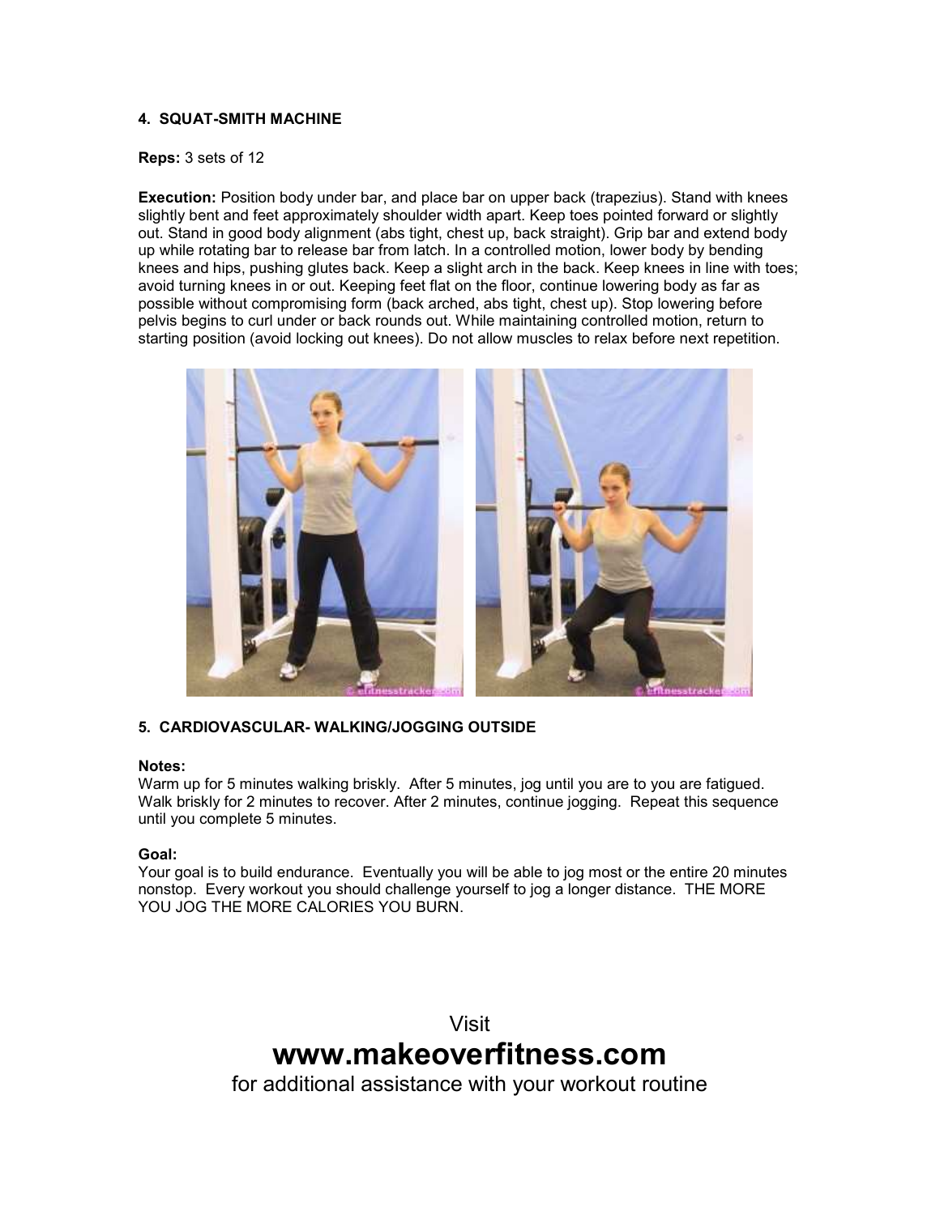**4. SQUAT-SMITH MACHINE**

**Reps:** 3 sets of 12

**Execution:** Position body under bar, and place bar on upper back (trapezius). Stand with knees slightly bent and feet approximately shoulder width apart. Keep toes pointed forward or slightly out. Stand in good body alignment (abs tight, chest up, back straight). Grip bar and extend body up while rotating bar to release bar from latch. In a controlled motion, lower body by bending knees and hips, pushing glutes back. Keep a slight arch in the back. Keep knees in line with toes; avoid turning knees in or out. Keeping feet flat on the floor, continue lowering body as far as possible without compromising form (back arched, abs tight, chest up). Stop lowering before pelvis begins to curl under or back rounds out. While maintaining controlled motion, return to starting position (avoid locking out knees). Do not allow muscles to relax before next repetition.

**5. CARDIOVASCULAR- WALKING/JOGGING OUTSIDE**

**Notes:**
Warm up for 5 minutes walking briskly. After 5 minutes, jog until you are to you are fatigued. Walk briskly for 2 minutes to recover. After 2 minutes, continue jogging. Repeat this sequence until you complete 5 minutes.

**Goal:**
Your goal is to build endurance. Eventually you will be able to jog most or the entire 20 minutes nonstop. Every workout you should challenge yourself to jog a longer distance. THE MORE YOU JOG THE MORE CALORIES YOU BURN.

Visit

**www.makeoverfitness.com**

for additional assistance with your workout routine